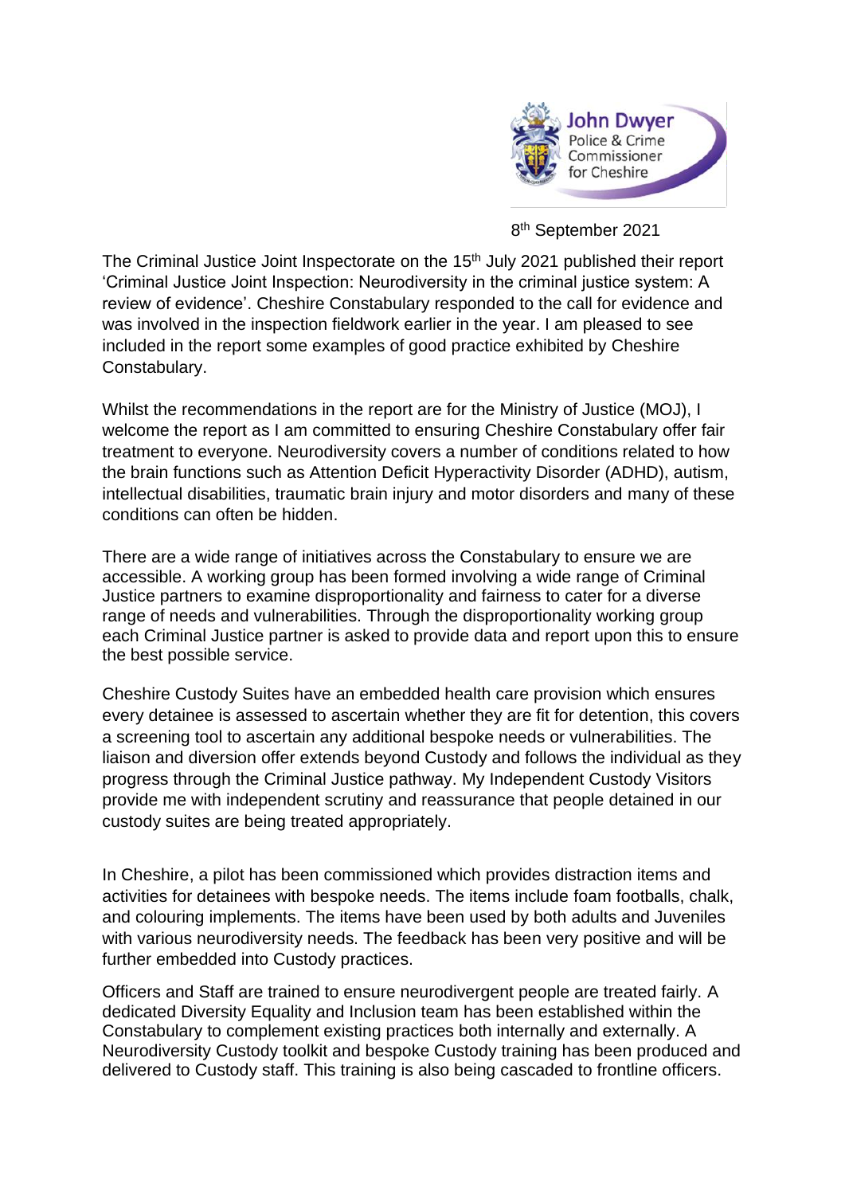John Dwyer
Police & Crime Commissioner for Cheshire

8th September 2021

The Criminal Justice Joint Inspectorate on the 15th July 2021 published their report 'Criminal Justice Joint Inspection: Neurodiversity in the criminal justice system: A review of evidence'. Cheshire Constabulary responded to the call for evidence and was involved in the inspection fieldwork earlier in the year. I am pleased to see included in the report some examples of good practice exhibited by Cheshire Constabulary.

Whilst the recommendations in the report are for the Ministry of Justice (MOJ), I welcome the report as I am committed to ensuring Cheshire Constabulary offer fair treatment to everyone. Neurodiversity covers a number of conditions related to how the brain functions such as Attention Deficit Hyperactivity Disorder (ADHD), autism, intellectual disabilities, traumatic brain injury and motor disorders and many of these conditions can often be hidden.

There are a wide range of initiatives across the Constabulary to ensure we are accessible. A working group has been formed involving a wide range of Criminal Justice partners to examine disproportionality and fairness to cater for a diverse range of needs and vulnerabilities. Through the disproportionality working group each Criminal Justice partner is asked to provide data and report upon this to ensure the best possible service.

Cheshire Custody Suites have an embedded health care provision which ensures every detainee is assessed to ascertain whether they are fit for detention, this covers a screening tool to ascertain any additional bespoke needs or vulnerabilities. The liaison and diversion offer extends beyond Custody and follows the individual as they progress through the Criminal Justice pathway. My Independent Custody Visitors provide me with independent scrutiny and reassurance that people detained in our custody suites are being treated appropriately.

In Cheshire, a pilot has been commissioned which provides distraction items and activities for detainees with bespoke needs. The items include foam footballs, chalk, and colouring implements. The items have been used by both adults and Juveniles with various neurodiversity needs. The feedback has been very positive and will be further embedded into Custody practices.

Officers and Staff are trained to ensure neurodivergent people are treated fairly. A dedicated Diversity Equality and Inclusion team has been established within the Constabulary to complement existing practices both internally and externally. A Neurodiversity Custody toolkit and bespoke Custody training has been produced and delivered to Custody staff. This training is also being cascaded to frontline officers.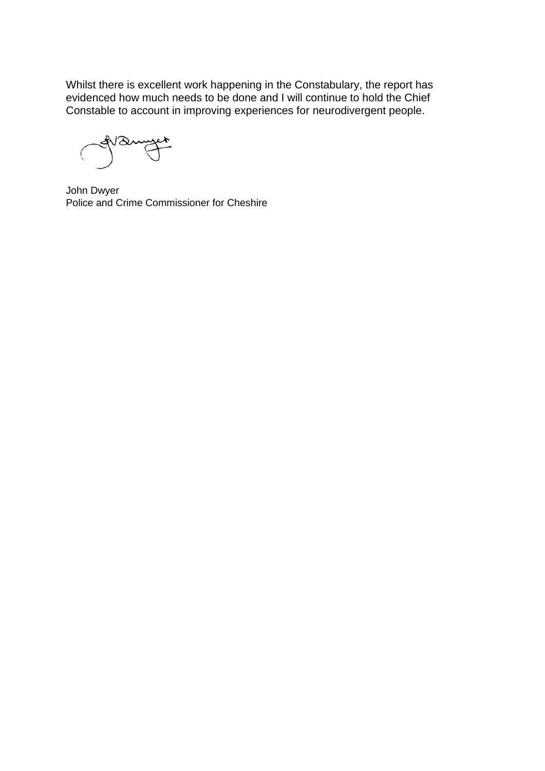Whilst there is excellent work happening in the Constabulary, the report has evidenced how much needs to be done and I will continue to hold the Chief Constable to account in improving experiences for neurodivergent people.

John Dwyer
Police and Crime Commissioner for Cheshire